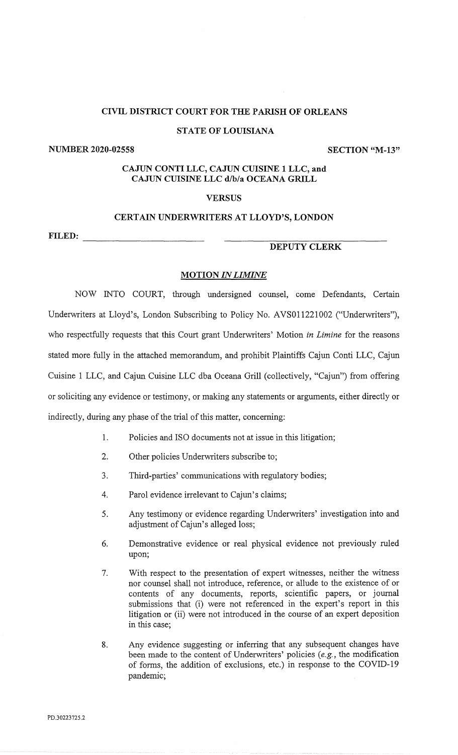**CIVIL DISTRICT COURT FOR THE PARISH OF ORLEANS**

**STATE OF LOUISIANA**

**NUMBER 2020-02558** **SECTION "M-13"**

**CAJUN CONTI LLC, CAJUN CUISINE 1 LLC, and CAJUN CUISINE LLC d/b/a OCEANA GRILL**

**VERSUS**

**CERTAIN UNDERWRITERS AT LLOYD'S, LONDON**

**FILED:** ______________________ ______________________

**DEPUTY CLERK**

## MOTION *IN LIMINE*

NOW INTO COURT, through undersigned counsel, come Defendants, Certain Underwriters at Lloyd's, London Subscribing to Policy No. AVS011221002 ("Underwriters"), who respectfully requests that this Court grant Underwriters' Motion *in Limine* for the reasons stated more fully in the attached memorandum, and prohibit Plaintiffs Cajun Conti LLC, Cajun Cuisine 1 LLC, and Cajun Cuisine LLC dba Oceana Grill (collectively, "Cajun") from offering or soliciting any evidence or testimony, or making any statements or arguments, either directly or indirectly, during any phase of the trial of this matter, concerning:

1. Policies and ISO documents not at issue in this litigation;
2. Other policies Underwriters subscribe to;
3. Third-parties' communications with regulatory bodies;
4. Parol evidence irrelevant to Cajun's claims;
5. Any testimony or evidence regarding Underwriters' investigation into and adjustment of Cajun's alleged loss;
6. Demonstrative evidence or real physical evidence not previously ruled upon;
7. With respect to the presentation of expert witnesses, neither the witness nor counsel shall not introduce, reference, or allude to the existence of or contents of any documents, reports, scientific papers, or journal submissions that (i) were not referenced in the expert's report in this litigation or (ii) were not introduced in the course of an expert deposition in this case;
8. Any evidence suggesting or inferring that any subsequent changes have been made to the content of Underwriters' policies (*e.g.*, the modification of forms, the addition of exclusions, etc.) in response to the COVID-19 pandemic;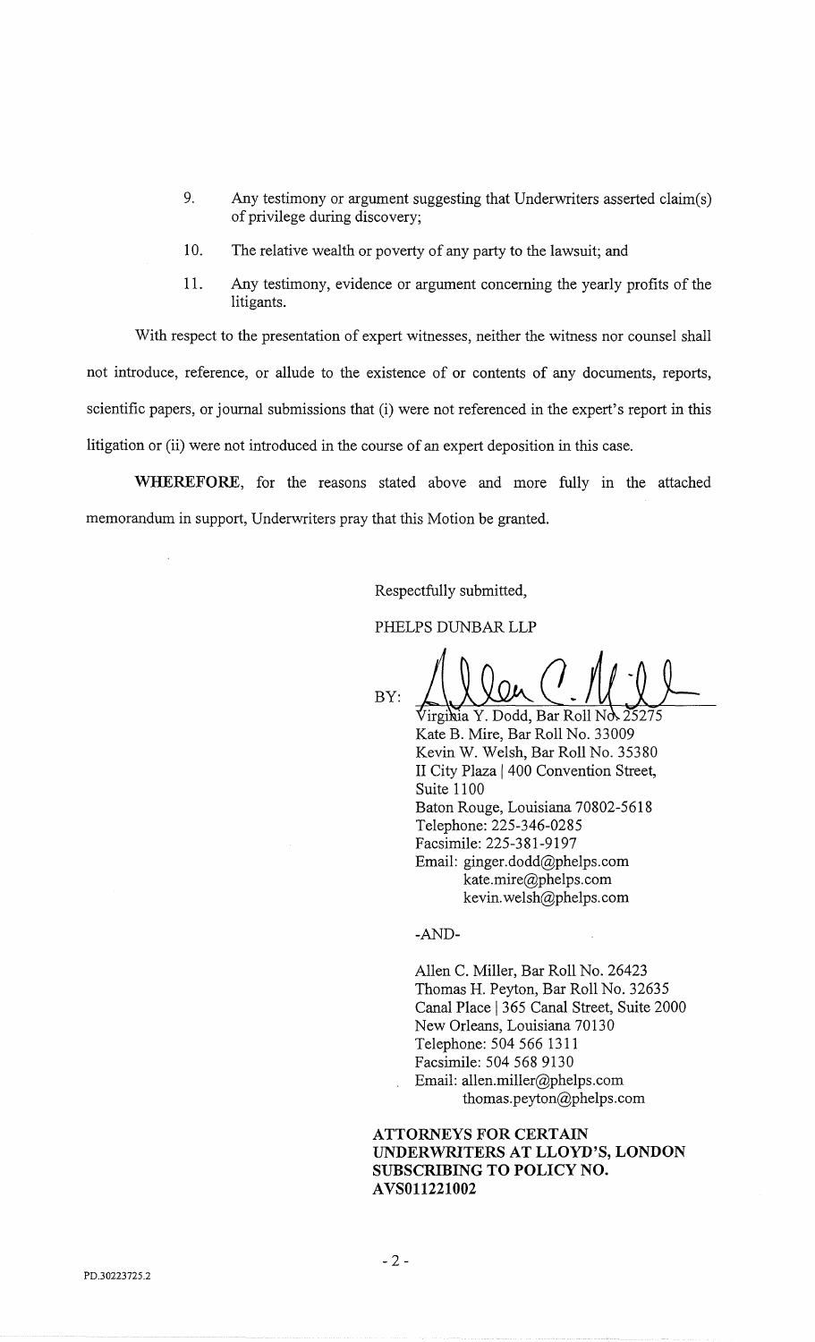9. Any testimony or argument suggesting that Underwriters asserted claim(s) of privilege during discovery;

10. The relative wealth or poverty of any party to the lawsuit; and

11. Any testimony, evidence or argument concerning the yearly profits of the litigants.

With respect to the presentation of expert witnesses, neither the witness nor counsel shall not introduce, reference, or allude to the existence of or contents of any documents, reports, scientific papers, or journal submissions that (i) were not referenced in the expert's report in this litigation or (ii) were not introduced in the course of an expert deposition in this case.

**WHEREFORE**, for the reasons stated above and more fully in the attached memorandum in support, Underwriters pray that this Motion be granted.

Respectfully submitted,

PHELPS DUNBAR LLP

BY: ______________________________
Virginia Y. Dodd, Bar Roll No. 25275
Kate B. Mire, Bar Roll No. 33009
Kevin W. Welsh, Bar Roll No. 35380
II City Plaza | 400 Convention Street, Suite 1100
Baton Rouge, Louisiana 70802-5618
Telephone: 225-346-0285
Facsimile: 225-381-9197
Email: ginger.dodd@phelps.com
kate.mire@phelps.com
kevin.welsh@phelps.com

-AND-

Allen C. Miller, Bar Roll No. 26423
Thomas H. Peyton, Bar Roll No. 32635
Canal Place | 365 Canal Street, Suite 2000
New Orleans, Louisiana 70130
Telephone: 504 566 1311
Facsimile: 504 568 9130
Email: allen.miller@phelps.com
thomas.peyton@phelps.com

**ATTORNEYS FOR CERTAIN UNDERWRITERS AT LLOYD'S, LONDON SUBSCRIBING TO POLICY NO. AVS011221002**

PD.30223725.2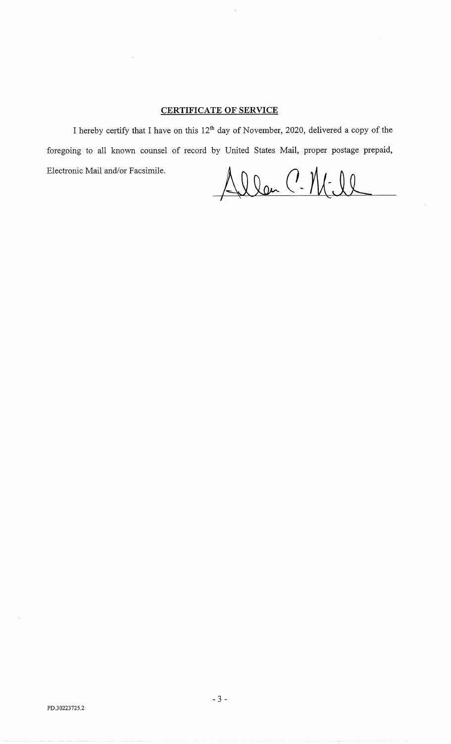**CERTIFICATE OF SERVICE**

I hereby certify that I have on this 12th day of November, 2020, delivered a copy of the foregoing to all known counsel of record by United States Mail, proper postage prepaid, Electronic Mail and/or Facsimile.

PD.30223725.2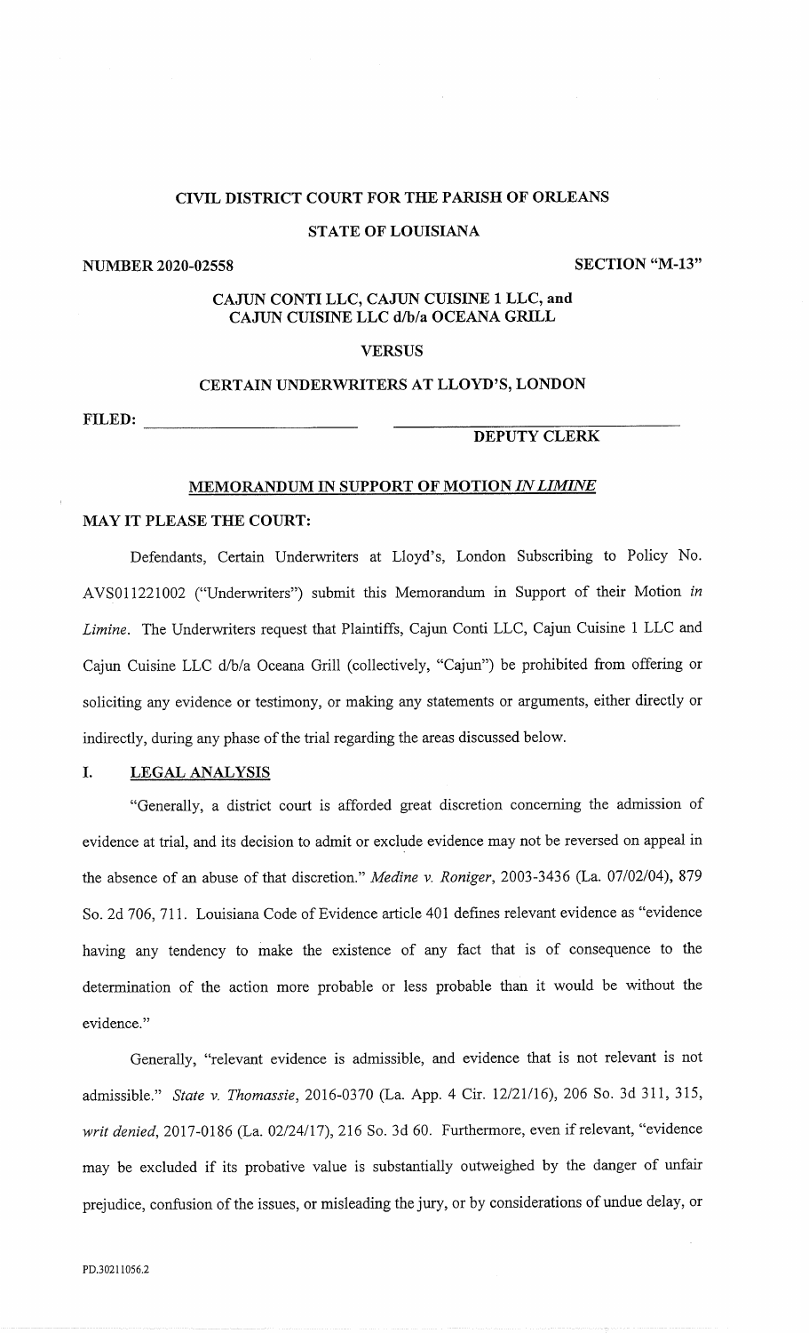**CIVIL DISTRICT COURT FOR THE PARISH OF ORLEANS**

**STATE OF LOUISIANA**

**NUMBER 2020-02558** **SECTION "M-13"**

**CAJUN CONTI LLC, CAJUN CUISINE 1 LLC, and CAJUN CUISINE LLC d/b/a OCEANA GRILL**

**VERSUS**

**CERTAIN UNDERWRITERS AT LLOYD'S, LONDON**

**FILED:** ______________________ ______________________
**DEPUTY CLERK**

**MEMORANDUM IN SUPPORT OF MOTION *IN LIMINE***

**MAY IT PLEASE THE COURT:**

Defendants, Certain Underwriters at Lloyd's, London Subscribing to Policy No. AVS011221002 ("Underwriters") submit this Memorandum in Support of their Motion *in Limine*. The Underwriters request that Plaintiffs, Cajun Conti LLC, Cajun Cuisine 1 LLC and Cajun Cuisine LLC d/b/a Oceana Grill (collectively, "Cajun") be prohibited from offering or soliciting any evidence or testimony, or making any statements or arguments, either directly or indirectly, during any phase of the trial regarding the areas discussed below.

## I. LEGAL ANALYSIS

"Generally, a district court is afforded great discretion concerning the admission of evidence at trial, and its decision to admit or exclude evidence may not be reversed on appeal in the absence of an abuse of that discretion." *Medine v. Roniger*, 2003-3436 (La. 07/02/04), 879 So. 2d 706, 711. Louisiana Code of Evidence article 401 defines relevant evidence as "evidence having any tendency to make the existence of any fact that is of consequence to the determination of the action more probable or less probable than it would be without the evidence."

Generally, "relevant evidence is admissible, and evidence that is not relevant is not admissible." *State v. Thomassie*, 2016-0370 (La. App. 4 Cir. 12/21/16), 206 So. 3d 311, 315, *writ denied*, 2017-0186 (La. 02/24/17), 216 So. 3d 60. Furthermore, even if relevant, "evidence may be excluded if its probative value is substantially outweighed by the danger of unfair prejudice, confusion of the issues, or misleading the jury, or by considerations of undue delay, or

PD.30211056.2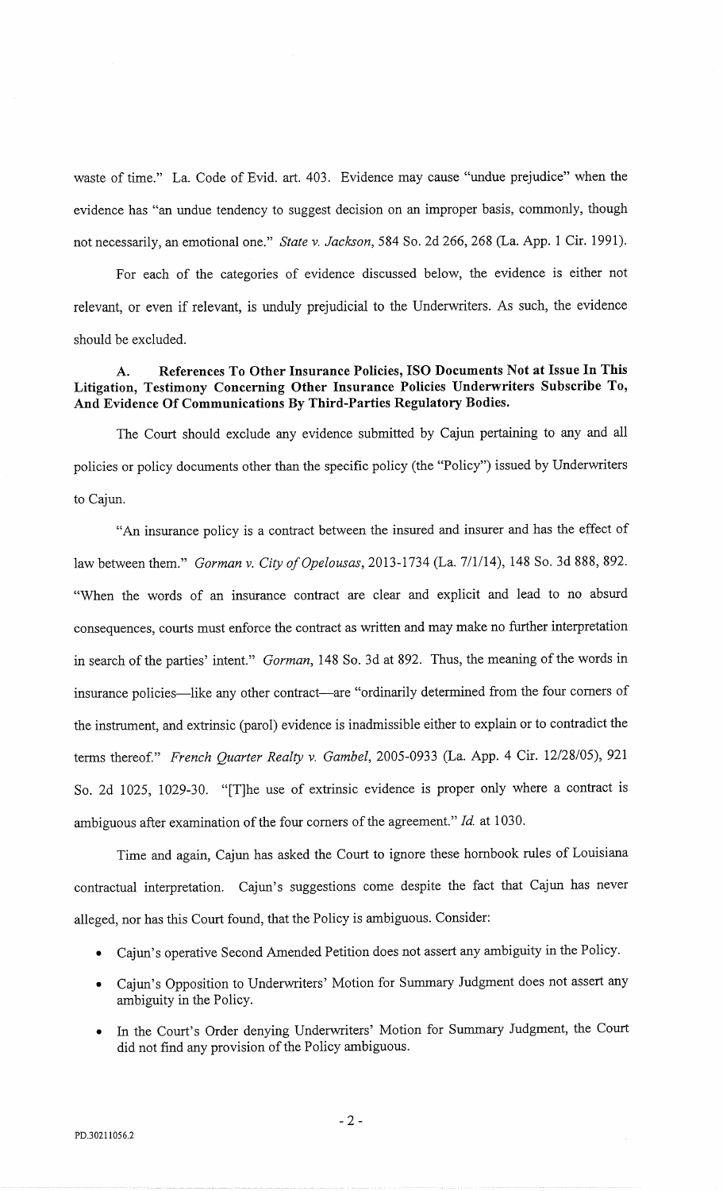waste of time." La. Code of Evid. art. 403. Evidence may cause "undue prejudice" when the evidence has "an undue tendency to suggest decision on an improper basis, commonly, though not necessarily, an emotional one." *State v. Jackson*, 584 So. 2d 266, 268 (La. App. 1 Cir. 1991).

For each of the categories of evidence discussed below, the evidence is either not relevant, or even if relevant, is unduly prejudicial to the Underwriters. As such, the evidence should be excluded.

### A. References To Other Insurance Policies, ISO Documents Not at Issue In This Litigation, Testimony Concerning Other Insurance Policies Underwriters Subscribe To, And Evidence Of Communications By Third-Parties Regulatory Bodies.

The Court should exclude any evidence submitted by Cajun pertaining to any and all policies or policy documents other than the specific policy (the "Policy") issued by Underwriters to Cajun.

"An insurance policy is a contract between the insured and insurer and has the effect of law between them." *Gorman v. City of Opelousas*, 2013-1734 (La. 7/1/14), 148 So. 3d 888, 892. "When the words of an insurance contract are clear and explicit and lead to no absurd consequences, courts must enforce the contract as written and may make no further interpretation in search of the parties' intent." *Gorman*, 148 So. 3d at 892. Thus, the meaning of the words in insurance policies—like any other contract—are "ordinarily determined from the four corners of the instrument, and extrinsic (parol) evidence is inadmissible either to explain or to contradict the terms thereof." *French Quarter Realty v. Gambel*, 2005-0933 (La. App. 4 Cir. 12/28/05), 921 So. 2d 1025, 1029-30. "[T]he use of extrinsic evidence is proper only where a contract is ambiguous after examination of the four corners of the agreement." *Id.* at 1030.

Time and again, Cajun has asked the Court to ignore these hornbook rules of Louisiana contractual interpretation. Cajun's suggestions come despite the fact that Cajun has never alleged, nor has this Court found, that the Policy is ambiguous. Consider:

- Cajun's operative Second Amended Petition does not assert any ambiguity in the Policy.
- Cajun's Opposition to Underwriters' Motion for Summary Judgment does not assert any ambiguity in the Policy.
- In the Court's Order denying Underwriters' Motion for Summary Judgment, the Court did not find any provision of the Policy ambiguous.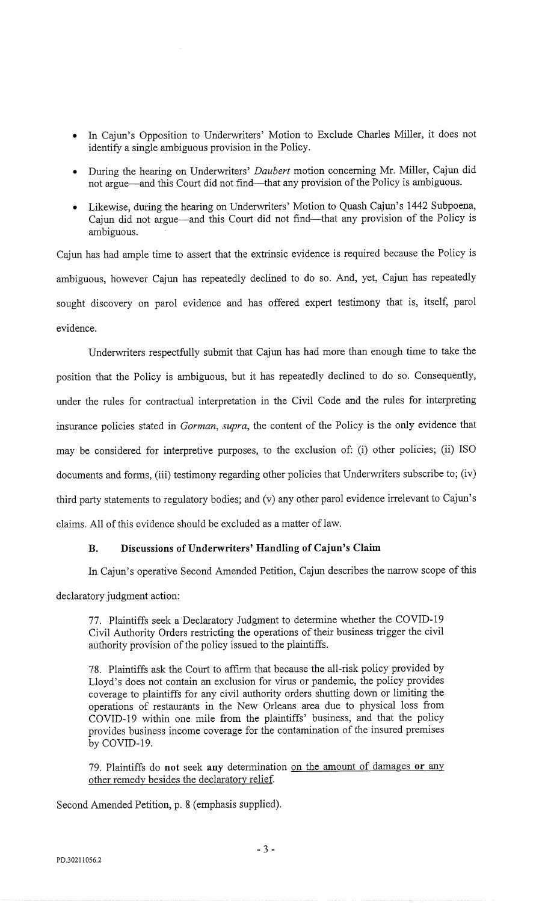- In Cajun's Opposition to Underwriters' Motion to Exclude Charles Miller, it does not identify a single ambiguous provision in the Policy.
- During the hearing on Underwriters' *Daubert* motion concerning Mr. Miller, Cajun did not argue—and this Court did not find—that any provision of the Policy is ambiguous.
- Likewise, during the hearing on Underwriters' Motion to Quash Cajun's 1442 Subpoena, Cajun did not argue—and this Court did not find—that any provision of the Policy is ambiguous.

Cajun has had ample time to assert that the extrinsic evidence is required because the Policy is ambiguous, however Cajun has repeatedly declined to do so. And, yet, Cajun has repeatedly sought discovery on parol evidence and has offered expert testimony that is, itself, parol evidence.

Underwriters respectfully submit that Cajun has had more than enough time to take the position that the Policy is ambiguous, but it has repeatedly declined to do so. Consequently, under the rules for contractual interpretation in the Civil Code and the rules for interpreting insurance policies stated in *Gorman, supra*, the content of the Policy is the only evidence that may be considered for interpretive purposes, to the exclusion of: (i) other policies; (ii) ISO documents and forms, (iii) testimony regarding other policies that Underwriters subscribe to; (iv) third party statements to regulatory bodies; and (v) any other parol evidence irrelevant to Cajun's claims. All of this evidence should be excluded as a matter of law.

### B. Discussions of Underwriters' Handling of Cajun's Claim

In Cajun's operative Second Amended Petition, Cajun describes the narrow scope of this declaratory judgment action:

> 77. Plaintiffs seek a Declaratory Judgment to determine whether the COVID-19 Civil Authority Orders restricting the operations of their business trigger the civil authority provision of the policy issued to the plaintiffs.
>
> 78. Plaintiffs ask the Court to affirm that because the all-risk policy provided by Lloyd's does not contain an exclusion for virus or pandemic, the policy provides coverage to plaintiffs for any civil authority orders shutting down or limiting the operations of restaurants in the New Orleans area due to physical loss from COVID-19 within one mile from the plaintiffs' business, and that the policy provides business income coverage for the contamination of the insured premises by COVID-19.
>
> 79. Plaintiffs do **not** seek **any** determination <u>on the amount of damages **or** any other remedy besides the declaratory relief</u>.

Second Amended Petition, p. 8 (emphasis supplied).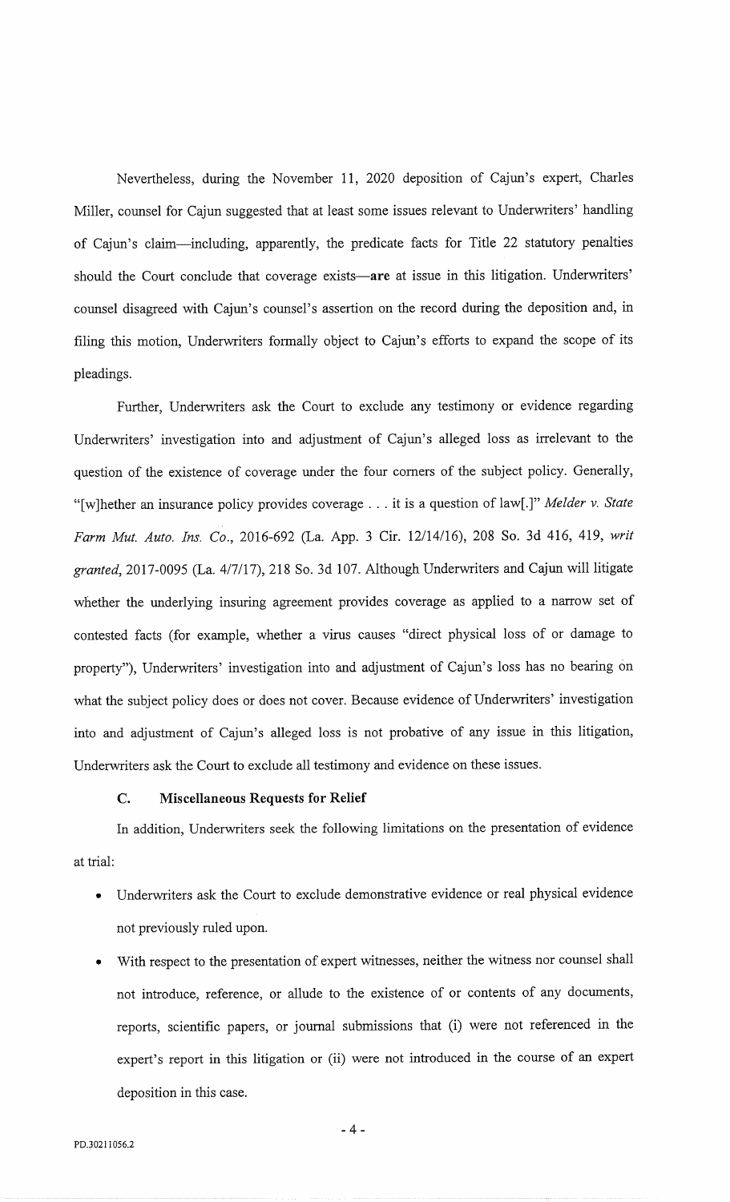Nevertheless, during the November 11, 2020 deposition of Cajun's expert, Charles Miller, counsel for Cajun suggested that at least some issues relevant to Underwriters' handling of Cajun's claim—including, apparently, the predicate facts for Title 22 statutory penalties should the Court conclude that coverage exists—**are** at issue in this litigation. Underwriters' counsel disagreed with Cajun's counsel's assertion on the record during the deposition and, in filing this motion, Underwriters formally object to Cajun's efforts to expand the scope of its pleadings.

Further, Underwriters ask the Court to exclude any testimony or evidence regarding Underwriters' investigation into and adjustment of Cajun's alleged loss as irrelevant to the question of the existence of coverage under the four corners of the subject policy. Generally, "[w]hether an insurance policy provides coverage . . . it is a question of law[.]" *Melder v. State Farm Mut. Auto. Ins. Co.*, 2016-692 (La. App. 3 Cir. 12/14/16), 208 So. 3d 416, 419, *writ granted*, 2017-0095 (La. 4/7/17), 218 So. 3d 107. Although Underwriters and Cajun will litigate whether the underlying insuring agreement provides coverage as applied to a narrow set of contested facts (for example, whether a virus causes "direct physical loss of or damage to property"), Underwriters' investigation into and adjustment of Cajun's loss has no bearing on what the subject policy does or does not cover. Because evidence of Underwriters' investigation into and adjustment of Cajun's alleged loss is not probative of any issue in this litigation, Underwriters ask the Court to exclude all testimony and evidence on these issues.

### C. Miscellaneous Requests for Relief

In addition, Underwriters seek the following limitations on the presentation of evidence at trial:

- Underwriters ask the Court to exclude demonstrative evidence or real physical evidence not previously ruled upon.
- With respect to the presentation of expert witnesses, neither the witness nor counsel shall not introduce, reference, or allude to the existence of or contents of any documents, reports, scientific papers, or journal submissions that (i) were not referenced in the expert's report in this litigation or (ii) were not introduced in the course of an expert deposition in this case.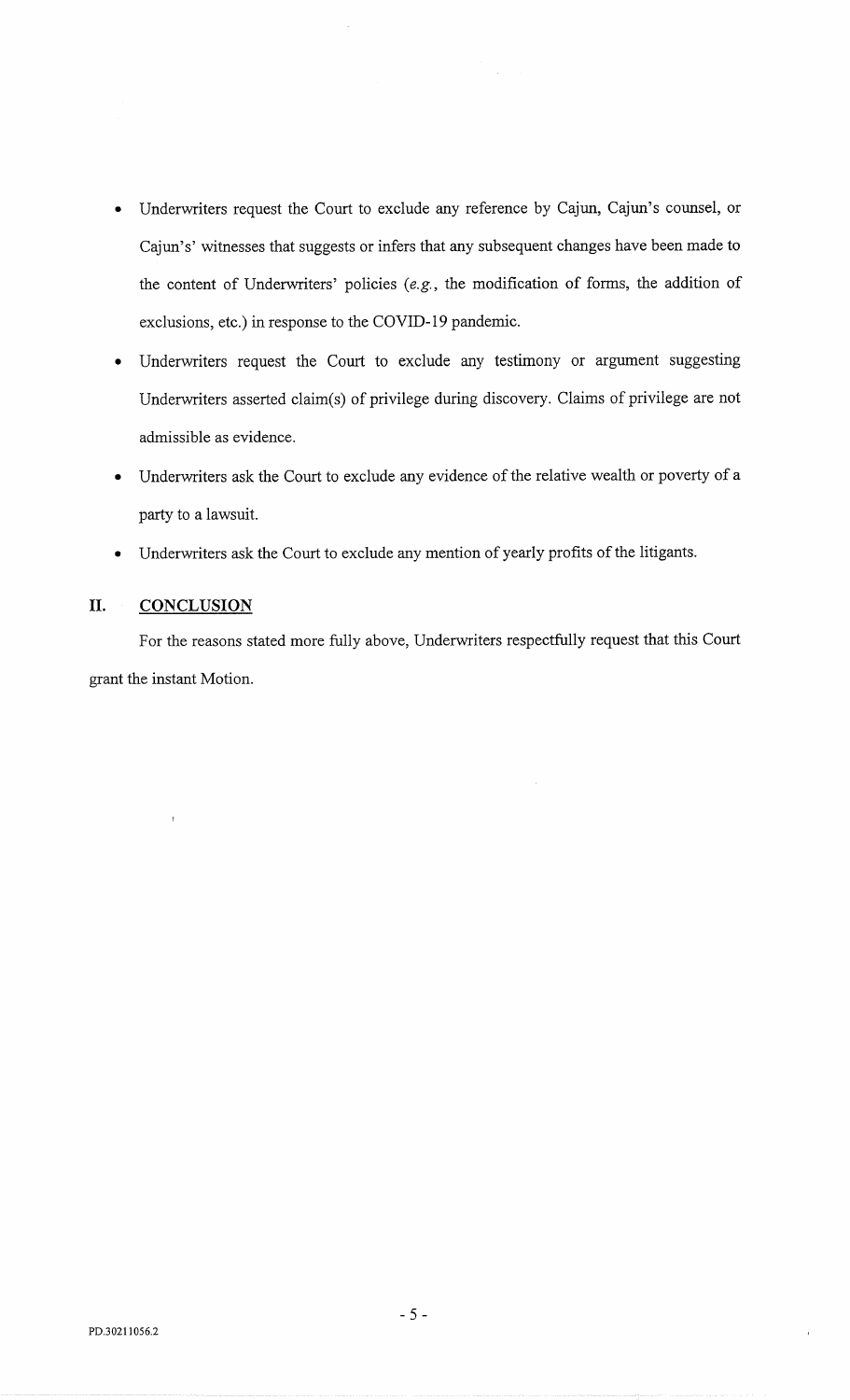- Underwriters request the Court to exclude any reference by Cajun, Cajun's counsel, or Cajun's' witnesses that suggests or infers that any subsequent changes have been made to the content of Underwriters' policies (*e.g.*, the modification of forms, the addition of exclusions, etc.) in response to the COVID-19 pandemic.
- Underwriters request the Court to exclude any testimony or argument suggesting Underwriters asserted claim(s) of privilege during discovery. Claims of privilege are not admissible as evidence.
- Underwriters ask the Court to exclude any evidence of the relative wealth or poverty of a party to a lawsuit.
- Underwriters ask the Court to exclude any mention of yearly profits of the litigants.

## II. **CONCLUSION**

For the reasons stated more fully above, Underwriters respectfully request that this Court grant the instant Motion.

PD.30211056.2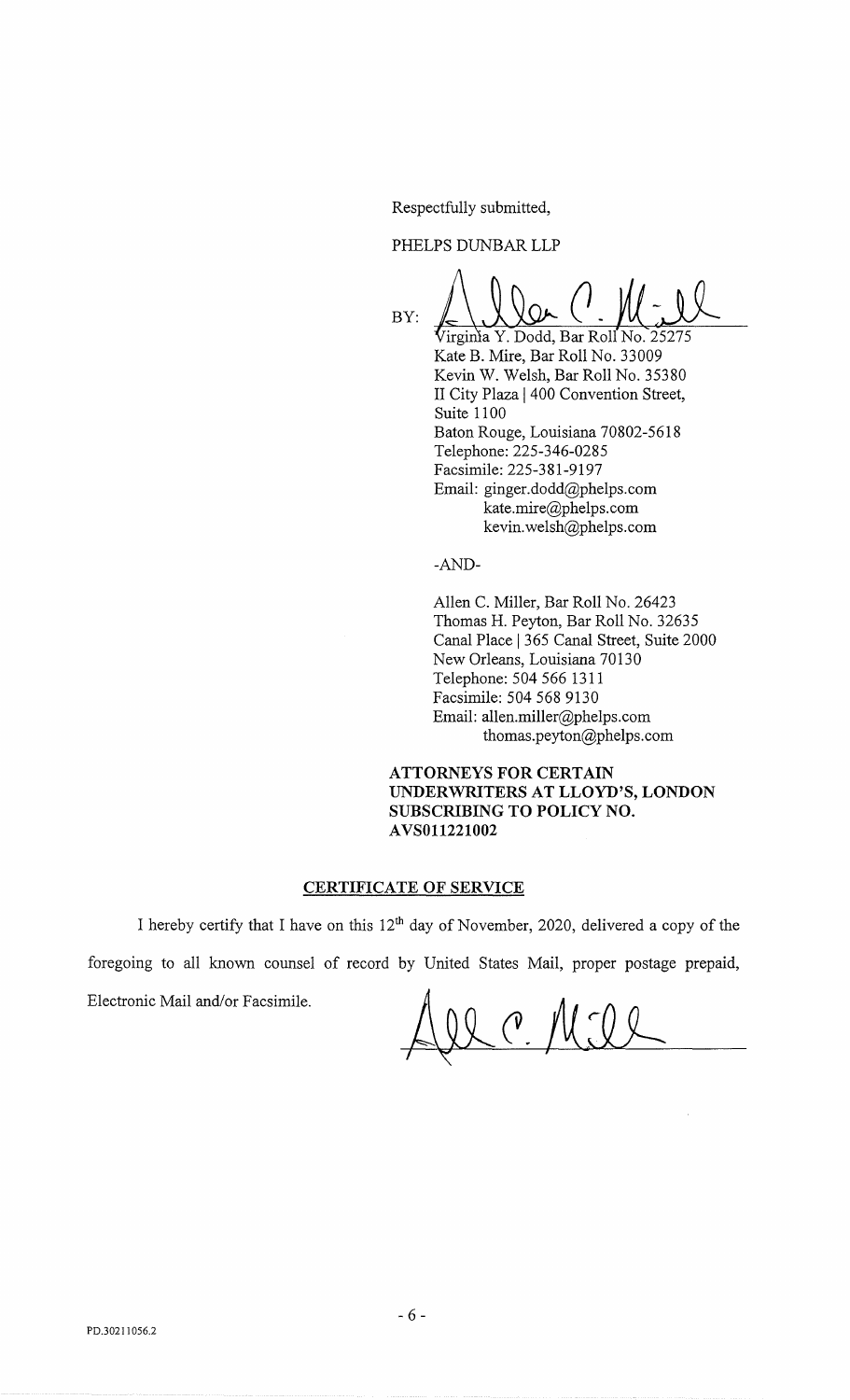Respectfully submitted,

PHELPS DUNBAR LLP

BY: ______________________________

Virginia Y. Dodd, Bar Roll No. 25275
Kate B. Mire, Bar Roll No. 33009
Kevin W. Welsh, Bar Roll No. 35380
II City Plaza | 400 Convention Street, Suite 1100
Baton Rouge, Louisiana 70802-5618
Telephone: 225-346-0285
Facsimile: 225-381-9197
Email: ginger.dodd@phelps.com
kate.mire@phelps.com
kevin.welsh@phelps.com

-AND-

Allen C. Miller, Bar Roll No. 26423
Thomas H. Peyton, Bar Roll No. 32635
Canal Place | 365 Canal Street, Suite 2000
New Orleans, Louisiana 70130
Telephone: 504 566 1311
Facsimile: 504 568 9130
Email: allen.miller@phelps.com
thomas.peyton@phelps.com

**ATTORNEYS FOR CERTAIN UNDERWRITERS AT LLOYD'S, LONDON SUBSCRIBING TO POLICY NO. AVS011221002**

## CERTIFICATE OF SERVICE

I hereby certify that I have on this 12th day of November, 2020, delivered a copy of the foregoing to all known counsel of record by United States Mail, proper postage prepaid, Electronic Mail and/or Facsimile.

______________________________

PD.30211056.2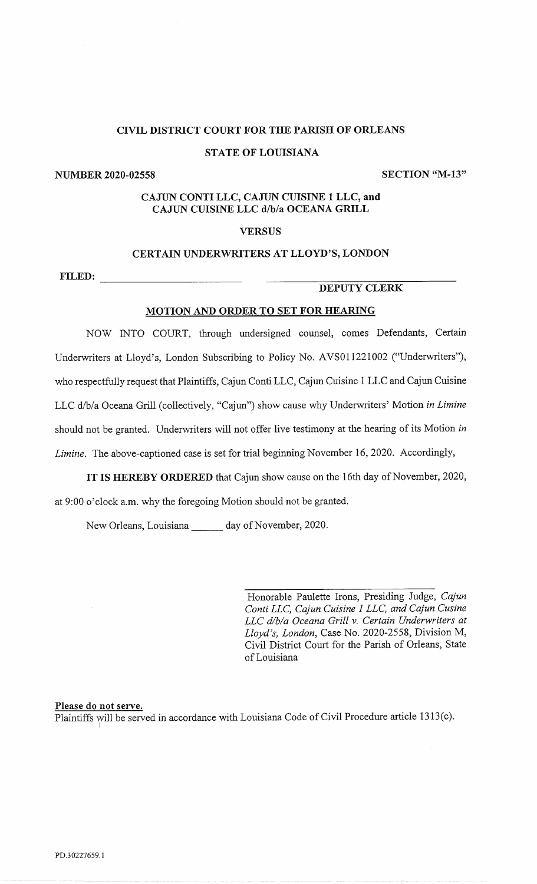**CIVIL DISTRICT COURT FOR THE PARISH OF ORLEANS**

**STATE OF LOUISIANA**

**NUMBER 2020-02558** **SECTION "M-13"**

**CAJUN CONTI LLC, CAJUN CUISINE 1 LLC, and CAJUN CUISINE LLC d/b/a OCEANA GRILL**

**VERSUS**

**CERTAIN UNDERWRITERS AT LLOYD'S, LONDON**

**FILED:** ______________________ ______________________________
**DEPUTY CLERK**

**MOTION AND ORDER TO SET FOR HEARING**

NOW INTO COURT, through undersigned counsel, comes Defendants, Certain Underwriters at Lloyd's, London Subscribing to Policy No. AVS011221002 ("Underwriters"), who respectfully request that Plaintiffs, Cajun Conti LLC, Cajun Cuisine 1 LLC and Cajun Cuisine LLC d/b/a Oceana Grill (collectively, "Cajun") show cause why Underwriters' Motion *in Limine* should not be granted. Underwriters will not offer live testimony at the hearing of its Motion *in Limine*. The above-captioned case is set for trial beginning November 16, 2020. Accordingly,

**IT IS HEREBY ORDERED** that Cajun show cause on the 16th day of November, 2020, at 9:00 o'clock a.m. why the foregoing Motion should not be granted.

New Orleans, Louisiana ______ day of November, 2020.

______________________________
Honorable Paulette Irons, Presiding Judge, *Cajun Conti LLC, Cajun Cuisine 1 LLC, and Cajun Cusine LLC d/b/a Oceana Grill v. Certain Underwriters at Lloyd's, London*, Case No. 2020-2558, Division M, Civil District Court for the Parish of Orleans, State of Louisiana

**Please do not serve.**
Plaintiffs will be served in accordance with Louisiana Code of Civil Procedure article 1313(c).

PD.30227659.1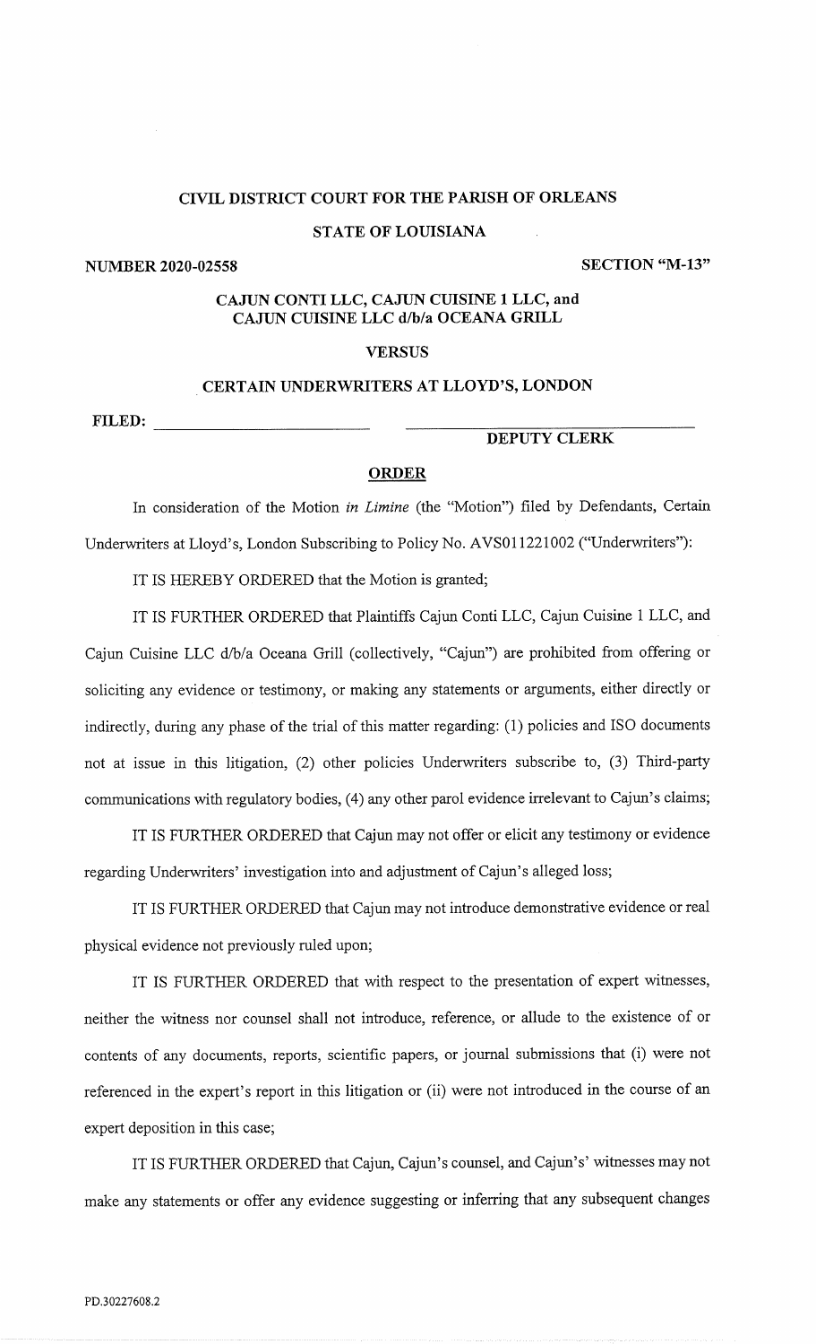**CIVIL DISTRICT COURT FOR THE PARISH OF ORLEANS**

**STATE OF LOUISIANA**

**NUMBER 2020-02558** **SECTION "M-13"**

**CAJUN CONTI LLC, CAJUN CUISINE 1 LLC, and CAJUN CUISINE LLC d/b/a OCEANA GRILL**

**VERSUS**

**CERTAIN UNDERWRITERS AT LLOYD'S, LONDON**

**FILED:** \_\_\_\_\_\_\_\_\_\_\_\_\_\_\_\_\_\_\_\_\_\_\_\_ \_\_\_\_\_\_\_\_\_\_\_\_\_\_\_\_\_\_\_\_\_\_\_\_\_\_\_\_

**DEPUTY CLERK**

**ORDER**

In consideration of the Motion *in Limine* (the "Motion") filed by Defendants, Certain Underwriters at Lloyd's, London Subscribing to Policy No. AVS011221002 ("Underwriters"):

IT IS HEREBY ORDERED that the Motion is granted;

IT IS FURTHER ORDERED that Plaintiffs Cajun Conti LLC, Cajun Cuisine 1 LLC, and Cajun Cuisine LLC d/b/a Oceana Grill (collectively, "Cajun") are prohibited from offering or soliciting any evidence or testimony, or making any statements or arguments, either directly or indirectly, during any phase of the trial of this matter regarding: (1) policies and ISO documents not at issue in this litigation, (2) other policies Underwriters subscribe to, (3) Third-party communications with regulatory bodies, (4) any other parol evidence irrelevant to Cajun's claims;

IT IS FURTHER ORDERED that Cajun may not offer or elicit any testimony or evidence regarding Underwriters' investigation into and adjustment of Cajun's alleged loss;

IT IS FURTHER ORDERED that Cajun may not introduce demonstrative evidence or real physical evidence not previously ruled upon;

IT IS FURTHER ORDERED that with respect to the presentation of expert witnesses, neither the witness nor counsel shall not introduce, reference, or allude to the existence of or contents of any documents, reports, scientific papers, or journal submissions that (i) were not referenced in the expert's report in this litigation or (ii) were not introduced in the course of an expert deposition in this case;

IT IS FURTHER ORDERED that Cajun, Cajun's counsel, and Cajun's' witnesses may not make any statements or offer any evidence suggesting or inferring that any subsequent changes

PD.30227608.2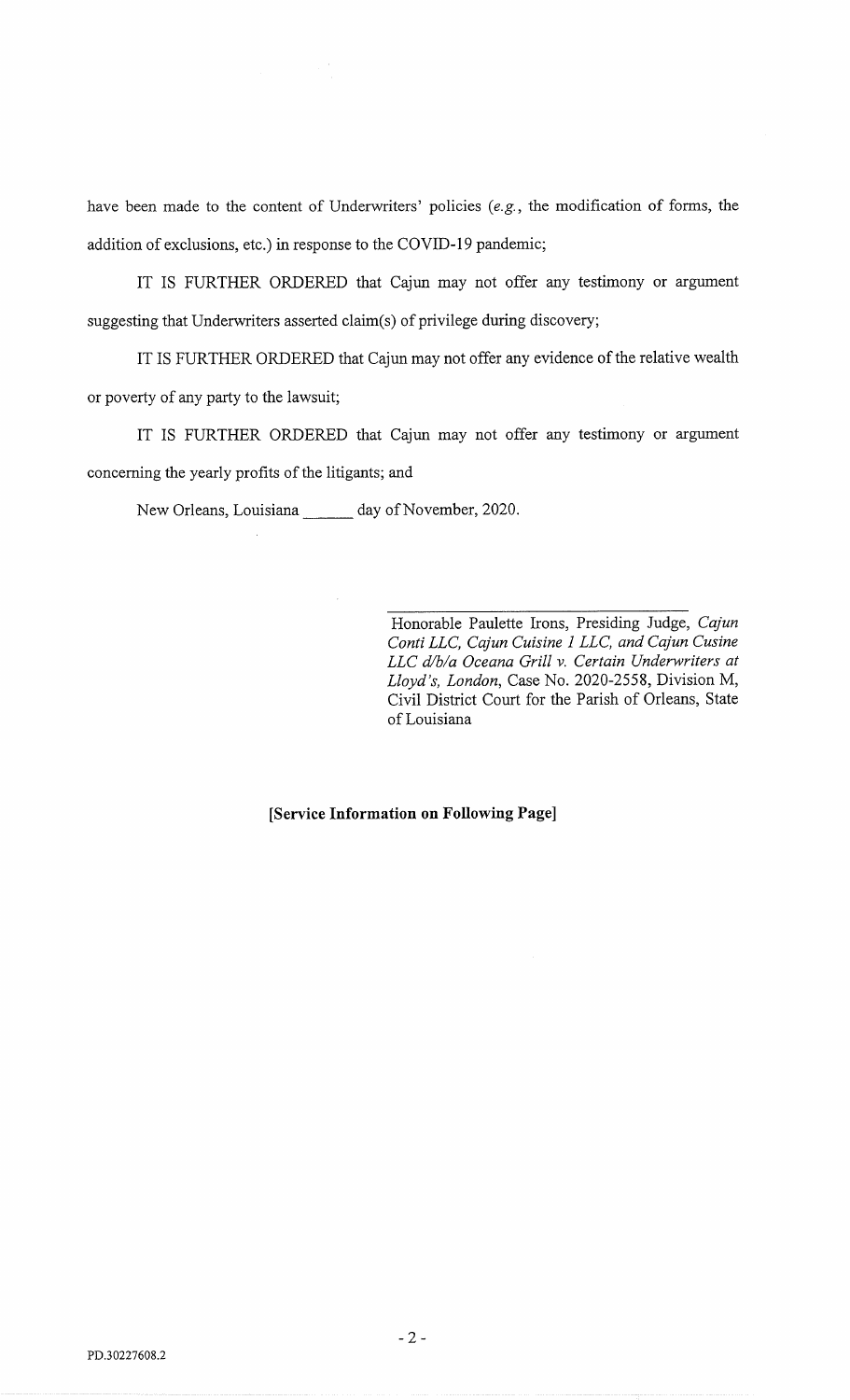have been made to the content of Underwriters' policies (*e.g.*, the modification of forms, the addition of exclusions, etc.) in response to the COVID-19 pandemic;

IT IS FURTHER ORDERED that Cajun may not offer any testimony or argument suggesting that Underwriters asserted claim(s) of privilege during discovery;

IT IS FURTHER ORDERED that Cajun may not offer any evidence of the relative wealth or poverty of any party to the lawsuit;

IT IS FURTHER ORDERED that Cajun may not offer any testimony or argument concerning the yearly profits of the litigants; and

New Orleans, Louisiana ______ day of November, 2020.

_________________________________

Honorable Paulette Irons, Presiding Judge, *Cajun Conti LLC, Cajun Cuisine 1 LLC, and Cajun Cusine LLC d/b/a Oceana Grill v. Certain Underwriters at Lloyd's, London*, Case No. 2020-2558, Division M, Civil District Court for the Parish of Orleans, State of Louisiana

**[Service Information on Following Page]**

PD.30227608.2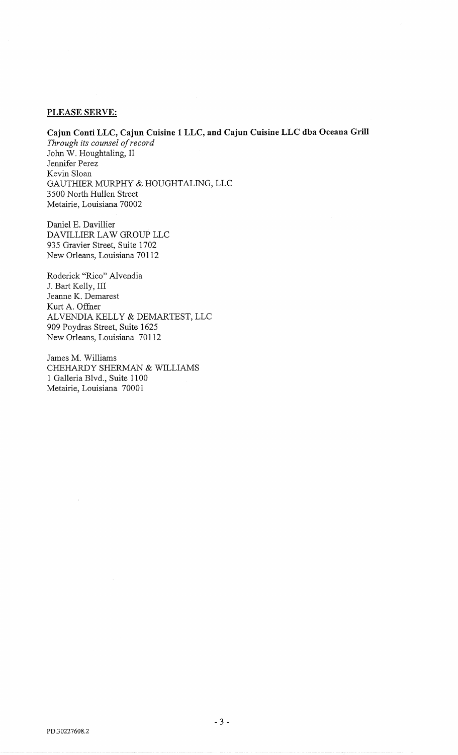**PLEASE SERVE:**

**Cajun Conti LLC, Cajun Cuisine 1 LLC, and Cajun Cuisine LLC dba Oceana Grill**
*Through its counsel of record*
John W. Houghtaling, II
Jennifer Perez
Kevin Sloan
GAUTHIER MURPHY & HOUGHTALING, LLC
3500 North Hullen Street
Metairie, Louisiana 70002

Daniel E. Davillier
DAVILLIER LAW GROUP LLC
935 Gravier Street, Suite 1702
New Orleans, Louisiana 70112

Roderick "Rico" Alvendia
J. Bart Kelly, III
Jeanne K. Demarest
Kurt A. Offner
ALVENDIA KELLY & DEMARTEST, LLC
909 Poydras Street, Suite 1625
New Orleans, Louisiana 70112

James M. Williams
CHEHARDY SHERMAN & WILLIAMS
1 Galleria Blvd., Suite 1100
Metairie, Louisiana 70001

PD.30227608.2